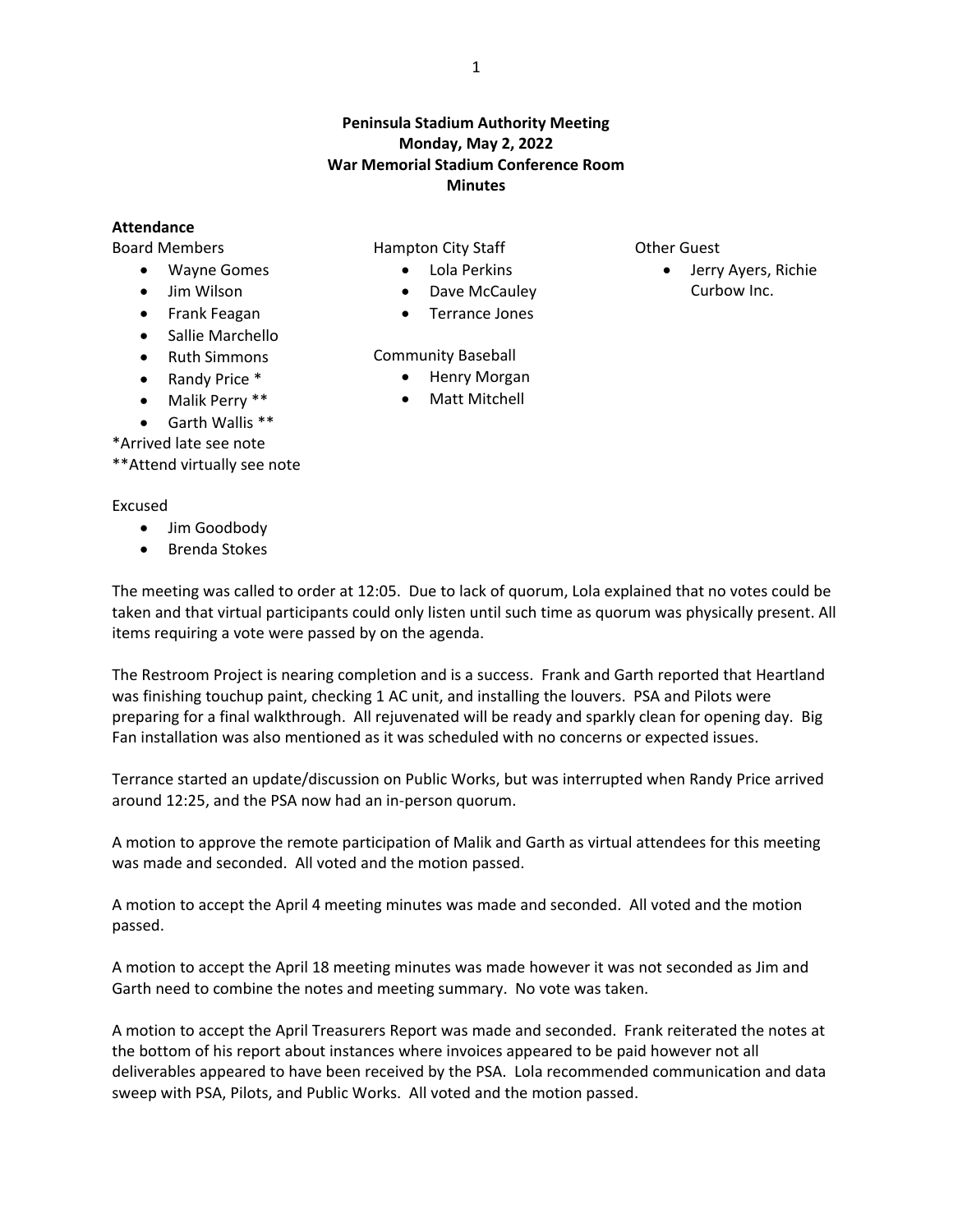**Peninsula Stadium Authority Meeting**
**Monday, May 2, 2022**
**War Memorial Stadium Conference Room**
**Minutes**

**Attendance**

Board Members
- Wayne Gomes
- Jim Wilson
- Frank Feagan
- Sallie Marchello
- Ruth Simmons
- Randy Price *
- Malik Perry **
- Garth Wallis **

*Arrived late see note
**Attend virtually see note

Hampton City Staff
- Lola Perkins
- Dave McCauley
- Terrance Jones

Community Baseball
- Henry Morgan
- Matt Mitchell

Other Guest
- Jerry Ayers, Richie Curbow Inc.

Excused
- Jim Goodbody
- Brenda Stokes

The meeting was called to order at 12:05. Due to lack of quorum, Lola explained that no votes could be taken and that virtual participants could only listen until such time as quorum was physically present. All items requiring a vote were passed by on the agenda.

The Restroom Project is nearing completion and is a success. Frank and Garth reported that Heartland was finishing touchup paint, checking 1 AC unit, and installing the louvers. PSA and Pilots were preparing for a final walkthrough. All rejuvenated will be ready and sparkly clean for opening day. Big Fan installation was also mentioned as it was scheduled with no concerns or expected issues.

Terrance started an update/discussion on Public Works, but was interrupted when Randy Price arrived around 12:25, and the PSA now had an in-person quorum.

A motion to approve the remote participation of Malik and Garth as virtual attendees for this meeting was made and seconded. All voted and the motion passed.

A motion to accept the April 4 meeting minutes was made and seconded. All voted and the motion passed.

A motion to accept the April 18 meeting minutes was made however it was not seconded as Jim and Garth need to combine the notes and meeting summary. No vote was taken.

A motion to accept the April Treasurers Report was made and seconded. Frank reiterated the notes at the bottom of his report about instances where invoices appeared to be paid however not all deliverables appeared to have been received by the PSA. Lola recommended communication and data sweep with PSA, Pilots, and Public Works. All voted and the motion passed.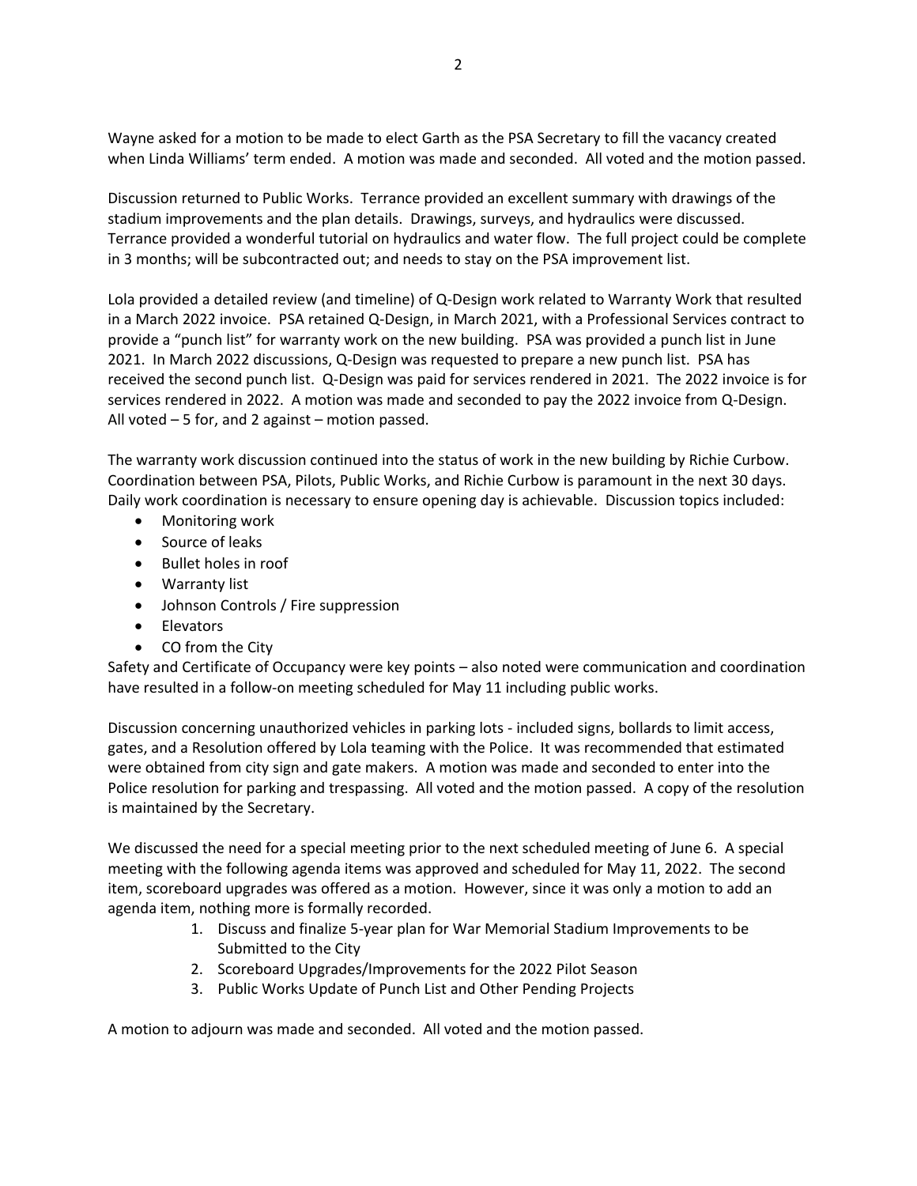Wayne asked for a motion to be made to elect Garth as the PSA Secretary to fill the vacancy created when Linda Williams' term ended. A motion was made and seconded. All voted and the motion passed.

Discussion returned to Public Works. Terrance provided an excellent summary with drawings of the stadium improvements and the plan details. Drawings, surveys, and hydraulics were discussed. Terrance provided a wonderful tutorial on hydraulics and water flow. The full project could be complete in 3 months; will be subcontracted out; and needs to stay on the PSA improvement list.

Lola provided a detailed review (and timeline) of Q-Design work related to Warranty Work that resulted in a March 2022 invoice. PSA retained Q-Design, in March 2021, with a Professional Services contract to provide a "punch list" for warranty work on the new building. PSA was provided a punch list in June 2021. In March 2022 discussions, Q-Design was requested to prepare a new punch list. PSA has received the second punch list. Q-Design was paid for services rendered in 2021. The 2022 invoice is for services rendered in 2022. A motion was made and seconded to pay the 2022 invoice from Q-Design. All voted – 5 for, and 2 against – motion passed.

The warranty work discussion continued into the status of work in the new building by Richie Curbow. Coordination between PSA, Pilots, Public Works, and Richie Curbow is paramount in the next 30 days. Daily work coordination is necessary to ensure opening day is achievable. Discussion topics included:

- Monitoring work
- Source of leaks
- Bullet holes in roof
- Warranty list
- Johnson Controls / Fire suppression
- Elevators
- CO from the City

Safety and Certificate of Occupancy were key points – also noted were communication and coordination have resulted in a follow-on meeting scheduled for May 11 including public works.

Discussion concerning unauthorized vehicles in parking lots - included signs, bollards to limit access, gates, and a Resolution offered by Lola teaming with the Police. It was recommended that estimated were obtained from city sign and gate makers. A motion was made and seconded to enter into the Police resolution for parking and trespassing. All voted and the motion passed. A copy of the resolution is maintained by the Secretary.

We discussed the need for a special meeting prior to the next scheduled meeting of June 6. A special meeting with the following agenda items was approved and scheduled for May 11, 2022. The second item, scoreboard upgrades was offered as a motion. However, since it was only a motion to add an agenda item, nothing more is formally recorded.

1. Discuss and finalize 5-year plan for War Memorial Stadium Improvements to be Submitted to the City
2. Scoreboard Upgrades/Improvements for the 2022 Pilot Season
3. Public Works Update of Punch List and Other Pending Projects

A motion to adjourn was made and seconded. All voted and the motion passed.